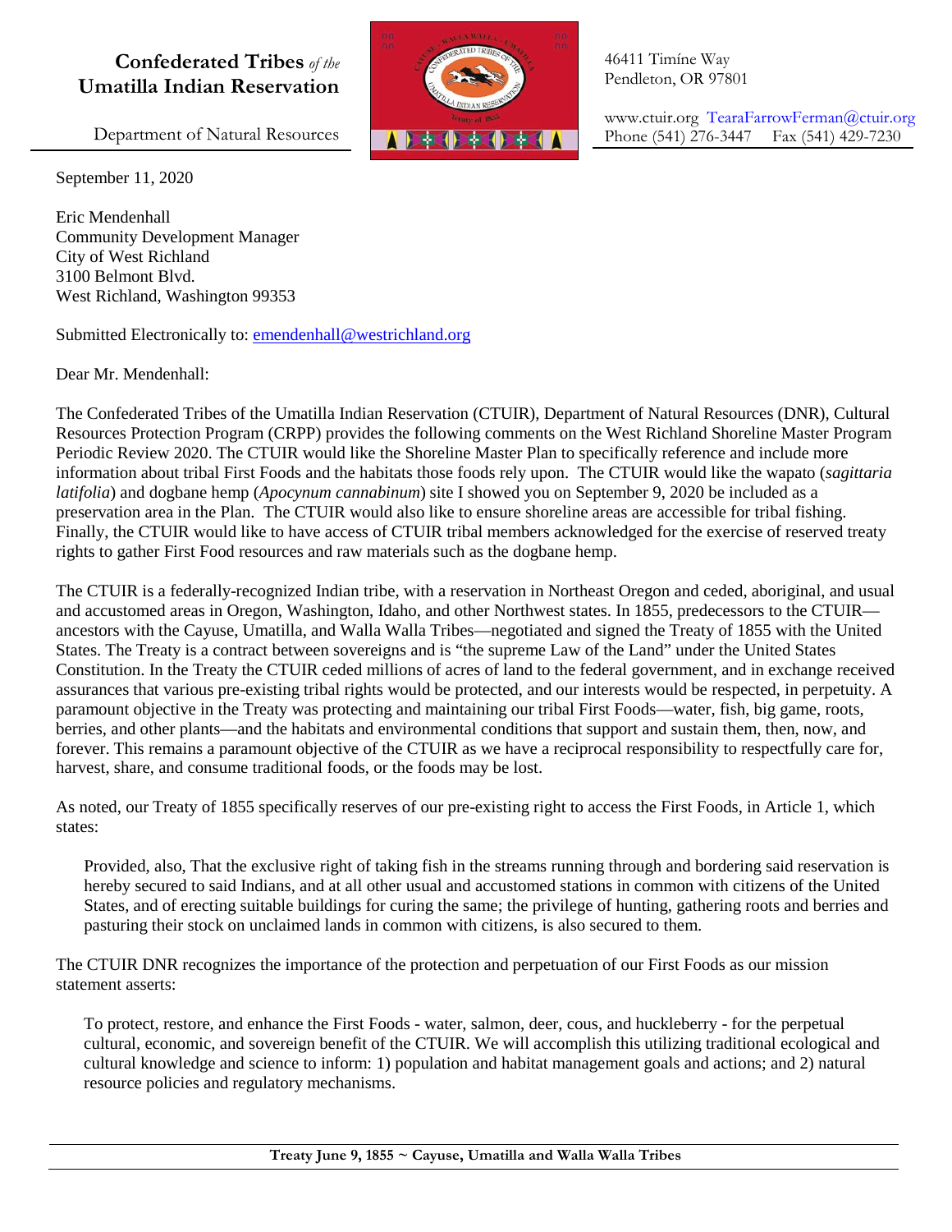**Confederated Tribes** *of the* **Umatilla Indian Reservation**

Department of Natural Resources

46411 Timíne Way
Pendleton, OR 97801

www.ctuir.org TearaFarrowFerman@ctuir.org
Phone (541) 276-3447 Fax (541) 429-7230

September 11, 2020

Eric Mendenhall
Community Development Manager
City of West Richland
3100 Belmont Blvd.
West Richland, Washington 99353

Submitted Electronically to: emendenhall@westrichland.org

Dear Mr. Mendenhall:

The Confederated Tribes of the Umatilla Indian Reservation (CTUIR), Department of Natural Resources (DNR), Cultural Resources Protection Program (CRPP) provides the following comments on the West Richland Shoreline Master Program Periodic Review 2020. The CTUIR would like the Shoreline Master Plan to specifically reference and include more information about tribal First Foods and the habitats those foods rely upon. The CTUIR would like the wapato (*sagittaria latifolia*) and dogbane hemp (*Apocynum cannabinum*) site I showed you on September 9, 2020 be included as a preservation area in the Plan. The CTUIR would also like to ensure shoreline areas are accessible for tribal fishing. Finally, the CTUIR would like to have access of CTUIR tribal members acknowledged for the exercise of reserved treaty rights to gather First Food resources and raw materials such as the dogbane hemp.

The CTUIR is a federally-recognized Indian tribe, with a reservation in Northeast Oregon and ceded, aboriginal, and usual and accustomed areas in Oregon, Washington, Idaho, and other Northwest states. In 1855, predecessors to the CTUIR—ancestors with the Cayuse, Umatilla, and Walla Walla Tribes—negotiated and signed the Treaty of 1855 with the United States. The Treaty is a contract between sovereigns and is "the supreme Law of the Land" under the United States Constitution. In the Treaty the CTUIR ceded millions of acres of land to the federal government, and in exchange received assurances that various pre-existing tribal rights would be protected, and our interests would be respected, in perpetuity. A paramount objective in the Treaty was protecting and maintaining our tribal First Foods—water, fish, big game, roots, berries, and other plants—and the habitats and environmental conditions that support and sustain them, then, now, and forever. This remains a paramount objective of the CTUIR as we have a reciprocal responsibility to respectfully care for, harvest, share, and consume traditional foods, or the foods may be lost.

As noted, our Treaty of 1855 specifically reserves of our pre-existing right to access the First Foods, in Article 1, which states:

> Provided, also, That the exclusive right of taking fish in the streams running through and bordering said reservation is hereby secured to said Indians, and at all other usual and accustomed stations in common with citizens of the United States, and of erecting suitable buildings for curing the same; the privilege of hunting, gathering roots and berries and pasturing their stock on unclaimed lands in common with citizens, is also secured to them.

The CTUIR DNR recognizes the importance of the protection and perpetuation of our First Foods as our mission statement asserts:

> To protect, restore, and enhance the First Foods - water, salmon, deer, cous, and huckleberry - for the perpetual cultural, economic, and sovereign benefit of the CTUIR. We will accomplish this utilizing traditional ecological and cultural knowledge and science to inform: 1) population and habitat management goals and actions; and 2) natural resource policies and regulatory mechanisms.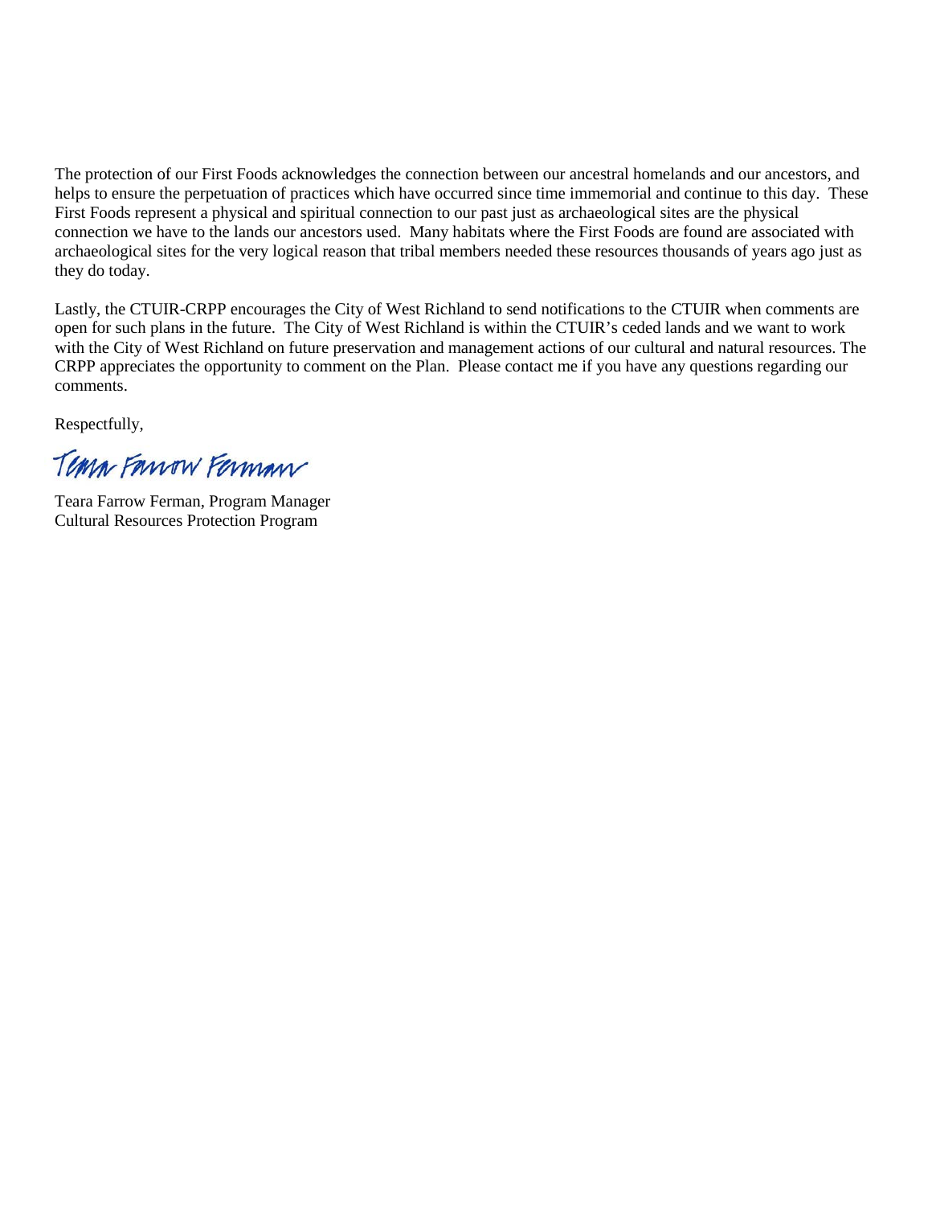The protection of our First Foods acknowledges the connection between our ancestral homelands and our ancestors, and helps to ensure the perpetuation of practices which have occurred since time immemorial and continue to this day. These First Foods represent a physical and spiritual connection to our past just as archaeological sites are the physical connection we have to the lands our ancestors used. Many habitats where the First Foods are found are associated with archaeological sites for the very logical reason that tribal members needed these resources thousands of years ago just as they do today.

Lastly, the CTUIR-CRPP encourages the City of West Richland to send notifications to the CTUIR when comments are open for such plans in the future. The City of West Richland is within the CTUIR's ceded lands and we want to work with the City of West Richland on future preservation and management actions of our cultural and natural resources. The CRPP appreciates the opportunity to comment on the Plan. Please contact me if you have any questions regarding our comments.

Respectfully,

Teara Farrow Ferman

Teara Farrow Ferman, Program Manager
Cultural Resources Protection Program